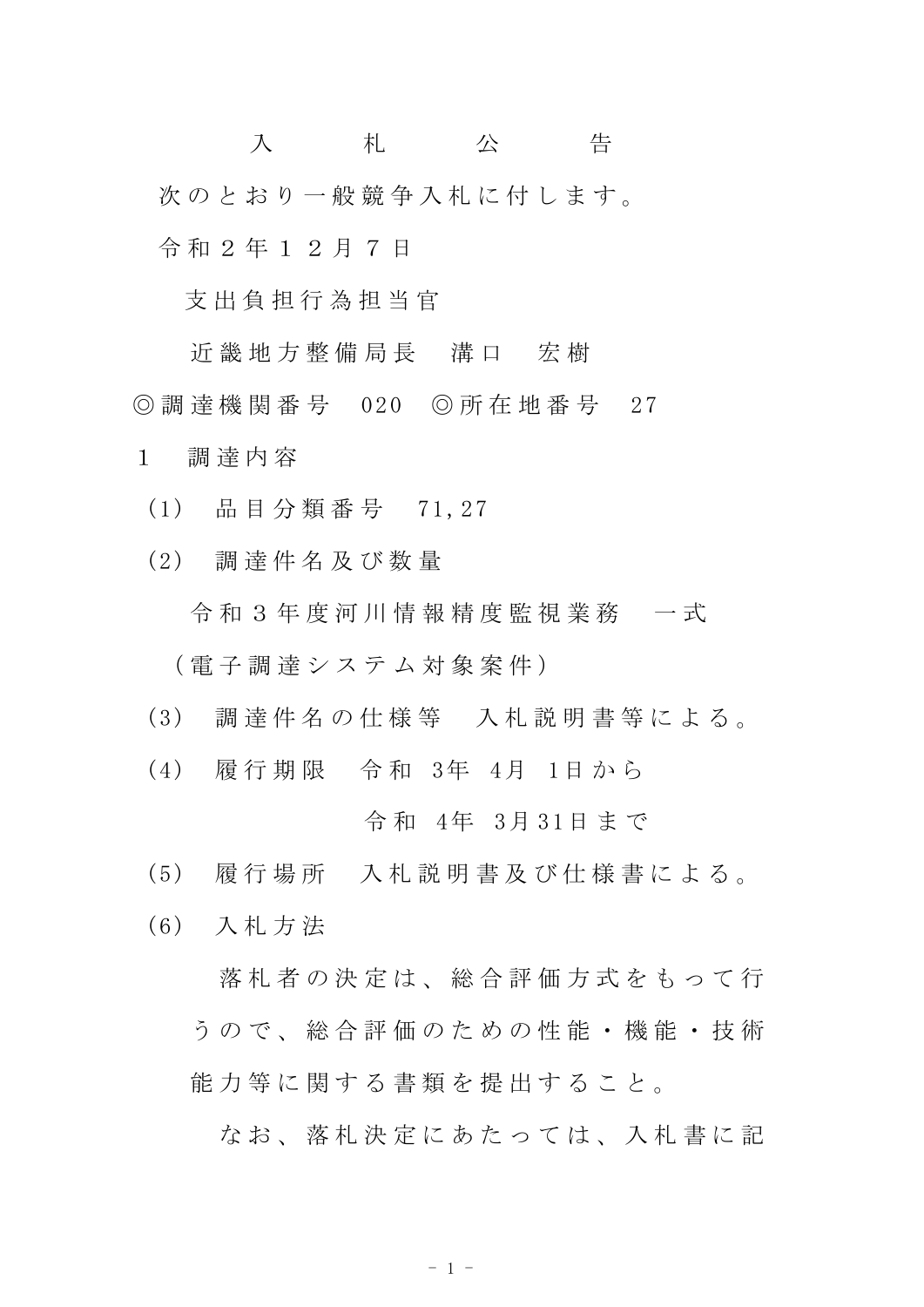# 入　札　公　告

次のとおり一般競争入札に付します。

令和２年１２月７日

支出負担行為担当官

近畿地方整備局長　溝口　宏樹

◎調達機関番号　020　◎所在地番号　27

１　調達内容

（1）　品目分類番号　71,27

（2）　調達件名及び数量

令和３年度河川情報精度監視業務　一式

（電子調達システム対象案件）

（3）　調達件名の仕様等　入札説明書等による。

（4）　履行期限　令和 3年 4月 1日から

令和 4年 3月31日まで

（5）　履行場所　入札説明書及び仕様書による。

（6）　入札方法

落札者の決定は、総合評価方式をもって行うので、総合評価のための性能・機能・技術能力等に関する書類を提出すること。

なお、落札決定にあたっては、入札書に記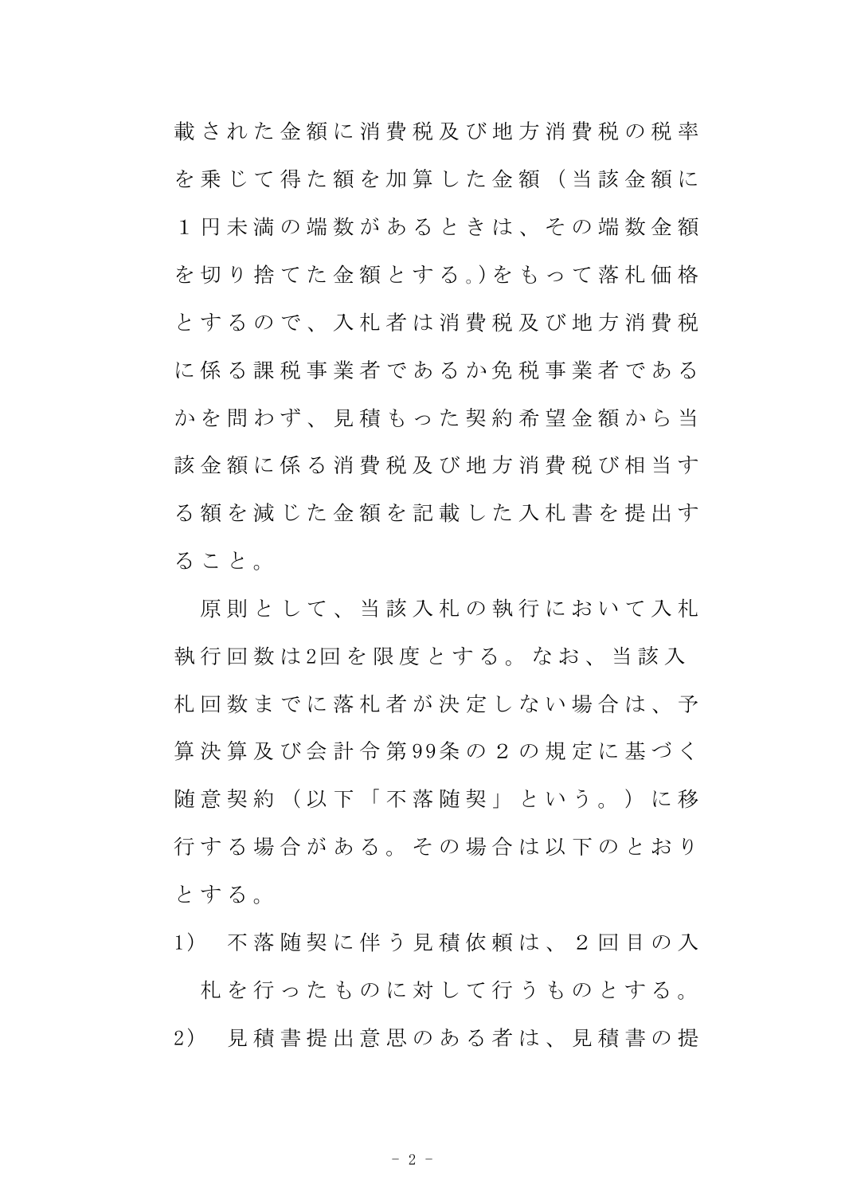載された金額に消費税及び地方消費税の税率を乗じて得た額を加算した金額（当該金額に１円未満の端数があるときは、その端数金額を切り捨てた金額とする。)をもって落札価格とするので、入札者は消費税及び地方消費税に係る課税事業者であるか免税事業者であるかを問わず、見積もった契約希望金額から当該金額に係る消費税及び地方消費税び相当する額を減じた金額を記載した入札書を提出すること。

原則として、当該入札の執行において入札執行回数は2回を限度とする。なお、当該入札回数までに落札者が決定しない場合は、予算決算及び会計令第99条の２の規定に基づく随意契約（以下「不落随契」という。）に移行する場合がある。その場合は以下のとおりとする。

1)　不落随契に伴う見積依頼は、２回目の入札を行ったものに対して行うものとする。

2)　見積書提出意思のある者は、見積書の提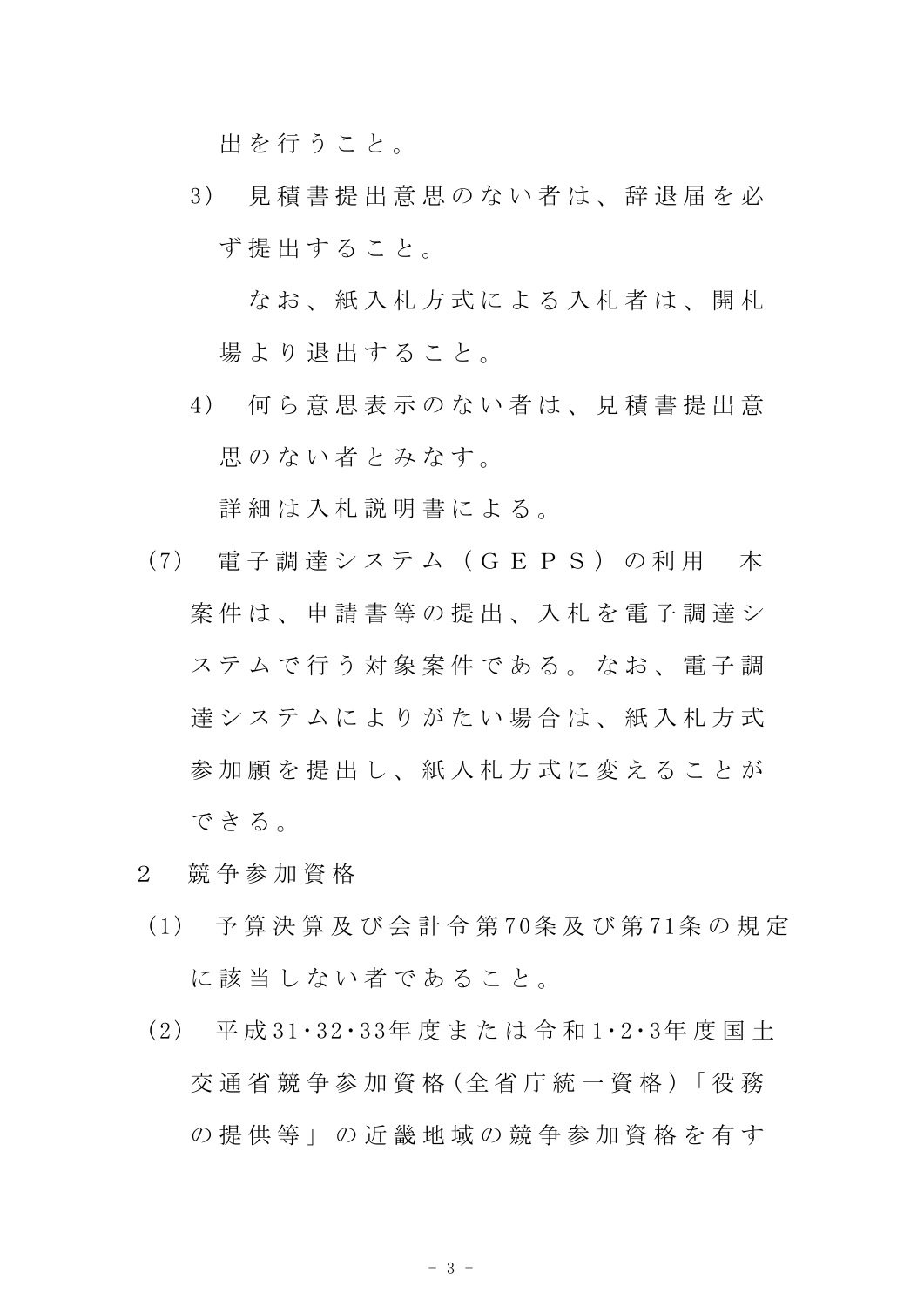出を行うこと。

3) 見積書提出意思のない者は、辞退届を必ず提出すること。

なお、紙入札方式による入札者は、開札場より退出すること。

4) 何ら意思表示のない者は、見積書提出意思のない者とみなす。

詳細は入札説明書による。

(7) 電子調達システム(GEPS)の利用　本案件は、申請書等の提出、入札を電子調達システムで行う対象案件である。なお、電子調達システムによりがたい場合は、紙入札方式参加願を提出し、紙入札方式に変えることができる。

2 競争参加資格

(1) 予算決算及び会計令第70条及び第71条の規定に該当しない者であること。

(2) 平成31・32・33年度または令和1・2・3年度国土交通省競争参加資格(全省庁統一資格)「役務の提供等」の近畿地域の競争参加資格を有す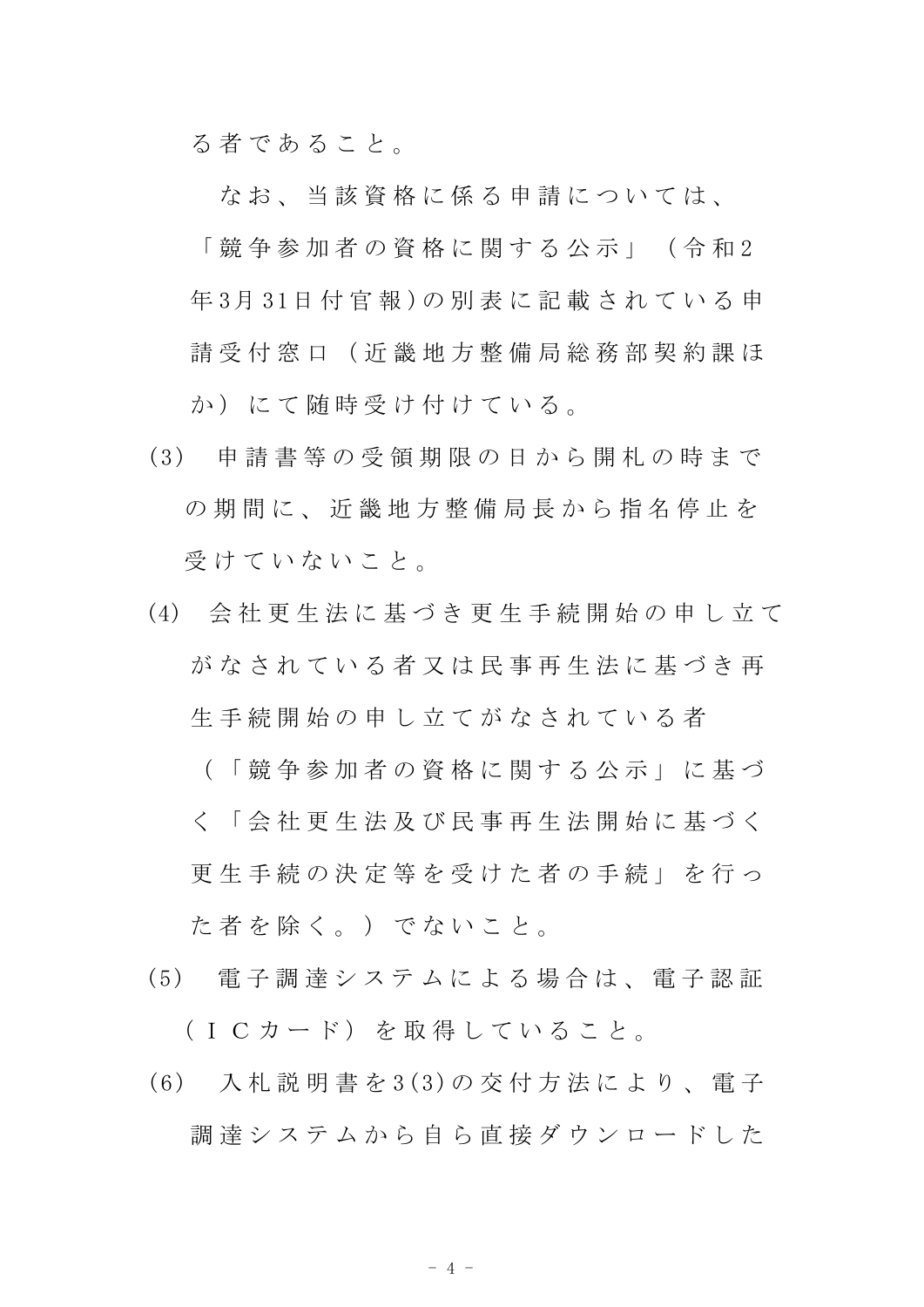る者であること。

なお、当該資格に係る申請については、「競争参加者の資格に関する公示」（令和2年3月31日付官報)の別表に記載されている申請受付窓口（近畿地方整備局総務部契約課ほか）にて随時受け付けている。

(3)　申請書等の受領期限の日から開札の時までの期間に、近畿地方整備局長から指名停止を受けていないこと。

(4)　会社更生法に基づき更生手続開始の申し立てがなされている者又は民事再生法に基づき再生手続開始の申し立てがなされている者（「競争参加者の資格に関する公示」に基づく「会社更生法及び民事再生法開始に基づく更生手続の決定等を受けた者の手続」を行った者を除く。）でないこと。

(5)　電子調達システムによる場合は、電子認証（ＩＣカード）を取得していること。

(6)　入札説明書を3(3)の交付方法により、電子調達システムから自ら直接ダウンロードした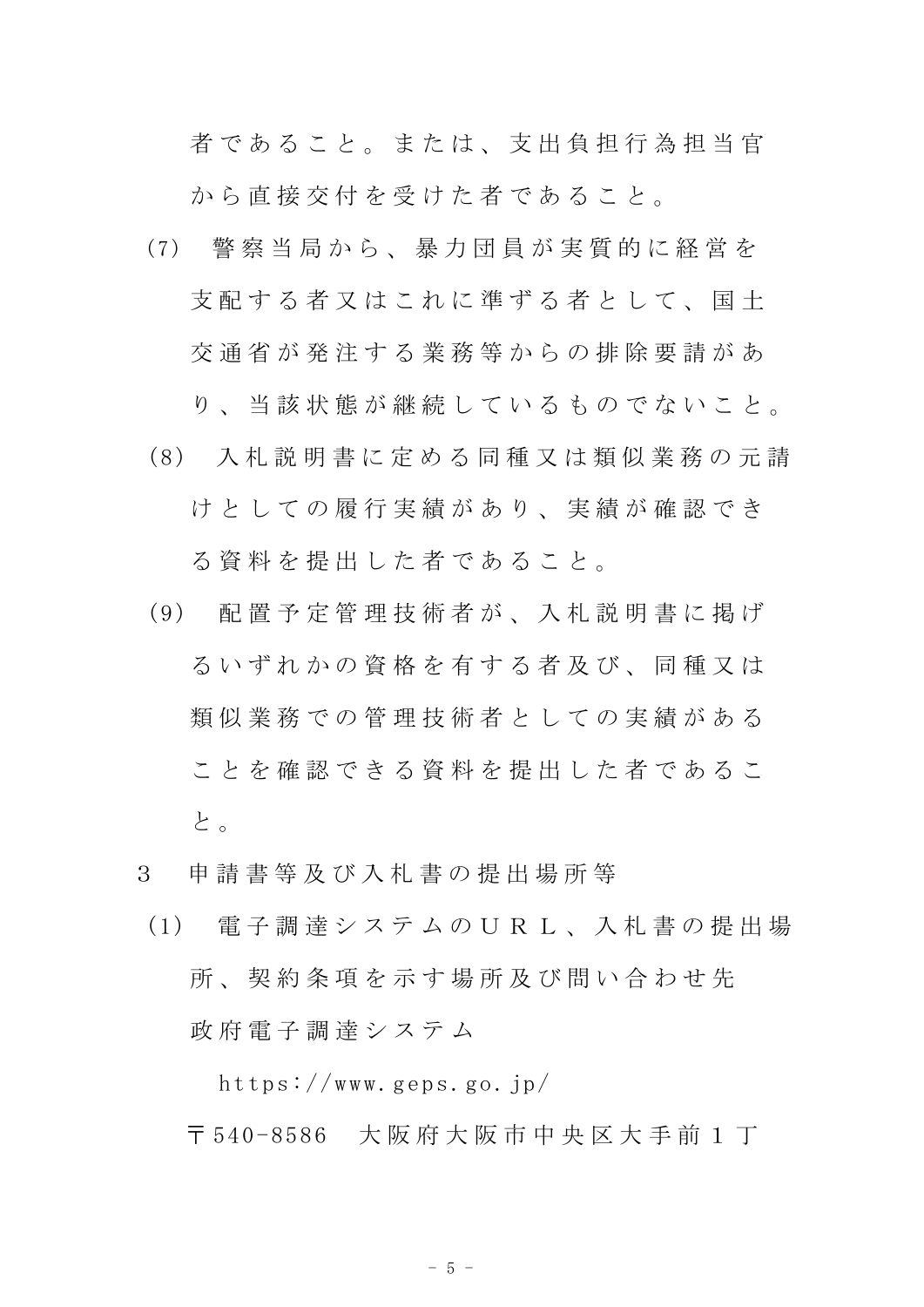者であること。または、支出負担行為担当官から直接交付を受けた者であること。

(7) 警察当局から、暴力団員が実質的に経営を支配する者又はこれに準ずる者として、国土交通省が発注する業務等からの排除要請があり、当該状態が継続しているものでないこと。

(8) 入札説明書に定める同種又は類似業務の元請けとしての履行実績があり、実績が確認できる資料を提出した者であること。

(9) 配置予定管理技術者が、入札説明書に掲げるいずれかの資格を有する者及び、同種又は類似業務での管理技術者としての実績があることを確認できる資料を提出した者であること。

3 申請書等及び入札書の提出場所等

(1) 電子調達システムのＵＲＬ、入札書の提出場所、契約条項を示す場所及び問い合わせ先

政府電子調達システム

https://www.geps.go.jp/

〒540-8586 大阪府大阪市中央区大手前１丁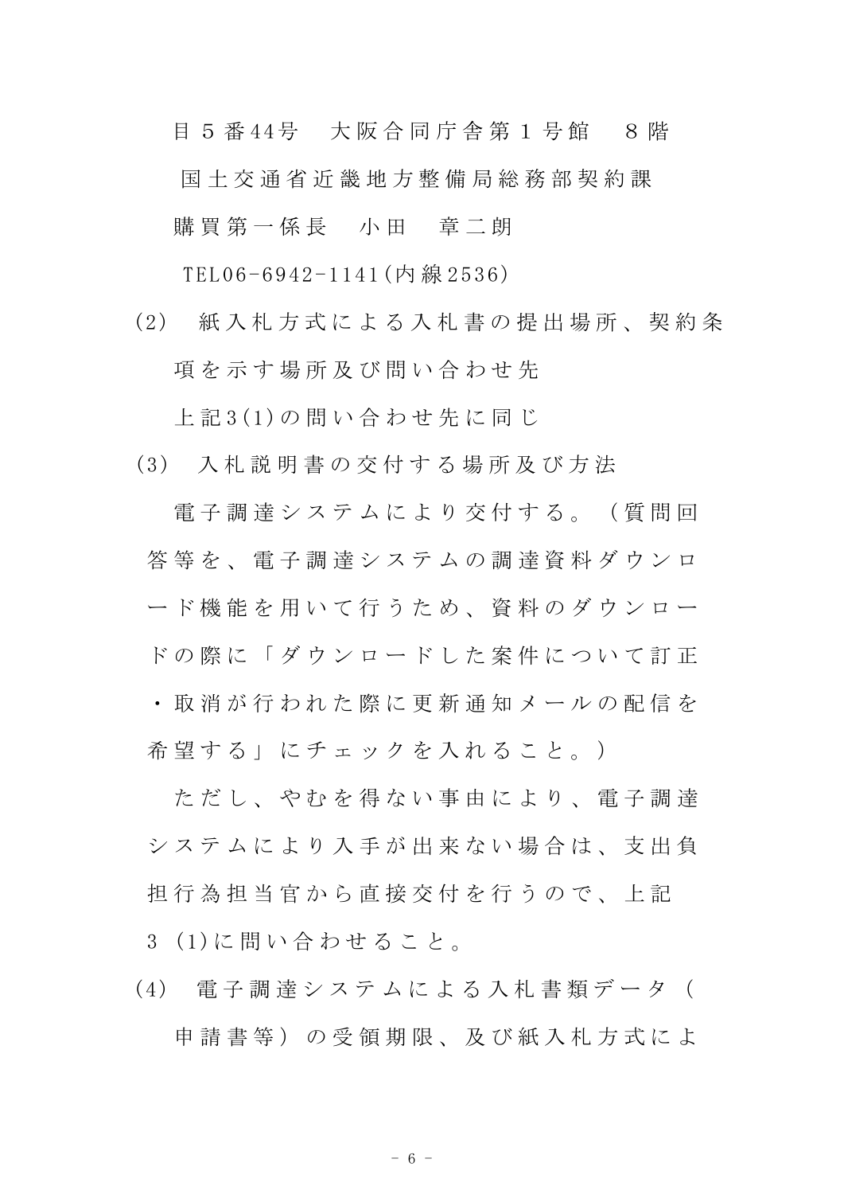目５番44号　大阪合同庁舎第１号館　８階

国土交通省近畿地方整備局総務部契約課

購買第一係長　小田　章二朗

TEL06-6942-1141(内線2536)

(2)　紙入札方式による入札書の提出場所、契約条項を示す場所及び問い合わせ先

上記3(1)の問い合わせ先に同じ

(3)　入札説明書の交付する場所及び方法

電子調達システムにより交付する。（質問回答等を、電子調達システムの調達資料ダウンロード機能を用いて行うため、資料のダウンロードの際に「ダウンロードした案件について訂正・取消が行われた際に更新通知メールの配信を希望する」にチェックを入れること。）

ただし、やむを得ない事由により、電子調達システムにより入手が出来ない場合は、支出負担行為担当官から直接交付を行うので、上記３(1)に問い合わせること。

(4)　電子調達システムによる入札書類データ（申請書等）の受領期限、及び紙入札方式によ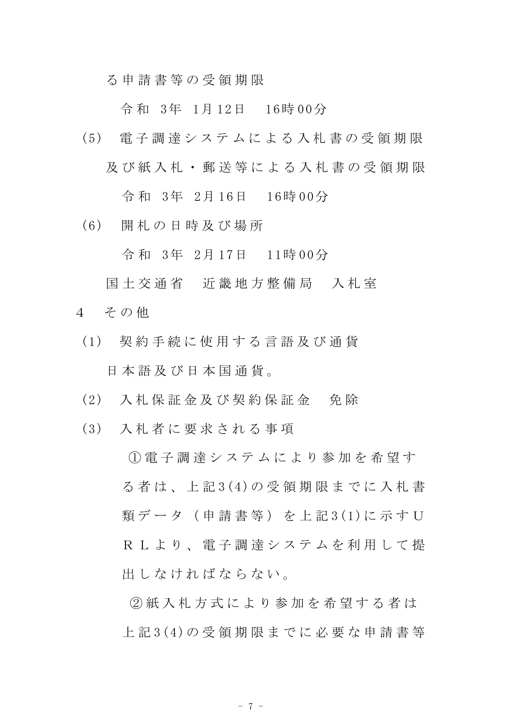る申請書等の受領期限

令和 3年 1月12日　16時00分

（5） 電子調達システムによる入札書の受領期限及び紙入札・郵送等による入札書の受領期限

令和 3年 2月16日　16時00分

（6） 開札の日時及び場所

令和 3年 2月17日　11時00分

国土交通省　近畿地方整備局　入札室

4　その他

（1） 契約手続に使用する言語及び通貨

日本語及び日本国通貨。

（2） 入札保証金及び契約保証金　免除

（3） 入札者に要求される事項

①電子調達システムにより参加を希望する者は、上記3(4)の受領期限までに入札書類データ（申請書等）を上記3(1)に示すＵＲＬより、電子調達システムを利用して提出しなければならない。

②紙入札方式により参加を希望する者は上記3(4)の受領期限までに必要な申請書等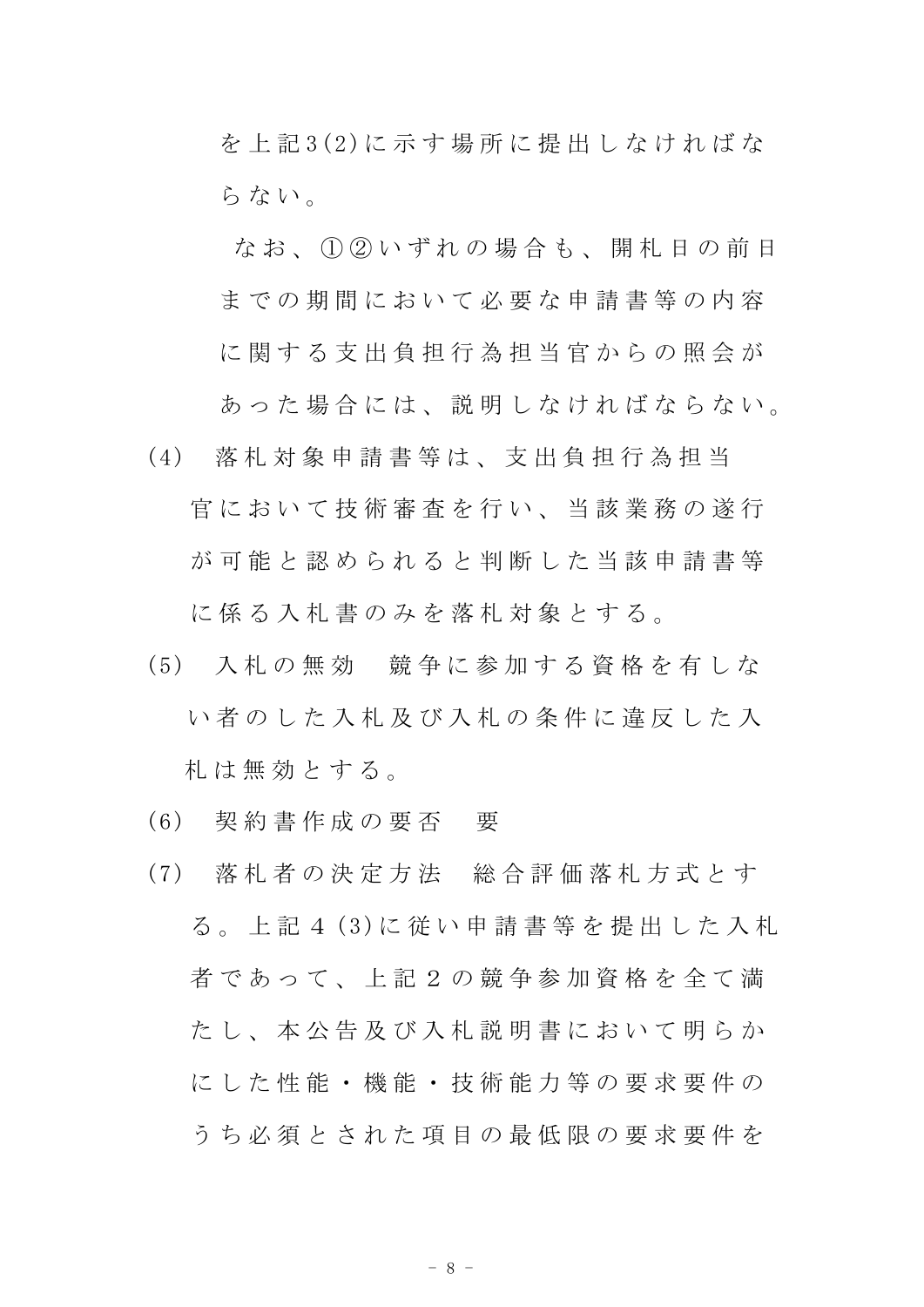を上記3(2)に示す場所に提出しなければならない。

なお、①②いずれの場合も、開札日の前日までの期間において必要な申請書等の内容に関する支出負担行為担当官からの照会があった場合には、説明しなければならない。

(4) 落札対象申請書等は、支出負担行為担当官において技術審査を行い、当該業務の遂行が可能と認められると判断した当該申請書等に係る入札書のみを落札対象とする。

(5) 入札の無効　競争に参加する資格を有しない者のした入札及び入札の条件に違反した入札は無効とする。

(6) 契約書作成の要否　要

(7) 落札者の決定方法　総合評価落札方式とする。上記4 (3)に従い申請書等を提出した入札者であって、上記2の競争参加資格を全て満たし、本公告及び入札説明書において明らかにした性能・機能・技術能力等の要求要件のうち必須とされた項目の最低限の要求要件を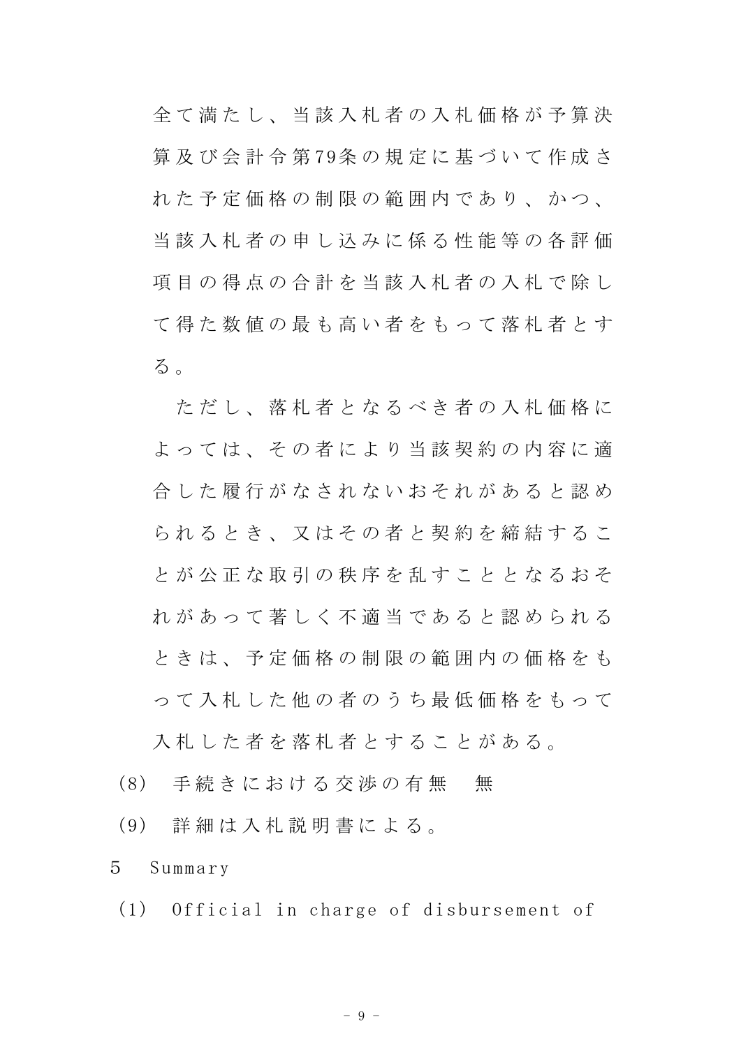全て満たし、当該入札者の入札価格が予算決算及び会計令第79条の規定に基づいて作成された予定価格の制限の範囲内であり、かつ、当該入札者の申し込みに係る性能等の各評価項目の得点の合計を当該入札者の入札で除して得た数値の最も高い者をもって落札者とする。

ただし、落札者となるべき者の入札価格によっては、その者により当該契約の内容に適合した履行がなされないおそれがあると認められるとき、又はその者と契約を締結することが公正な取引の秩序を乱すこととなるおそれがあって著しく不適当であると認められるときは、予定価格の制限の範囲内の価格をもって入札した他の者のうち最低価格をもって入札した者を落札者とすることがある。

(8) 手続きにおける交渉の有無　無

(9) 詳細は入札説明書による。

5　Summary

(1) Official in charge of disbursement of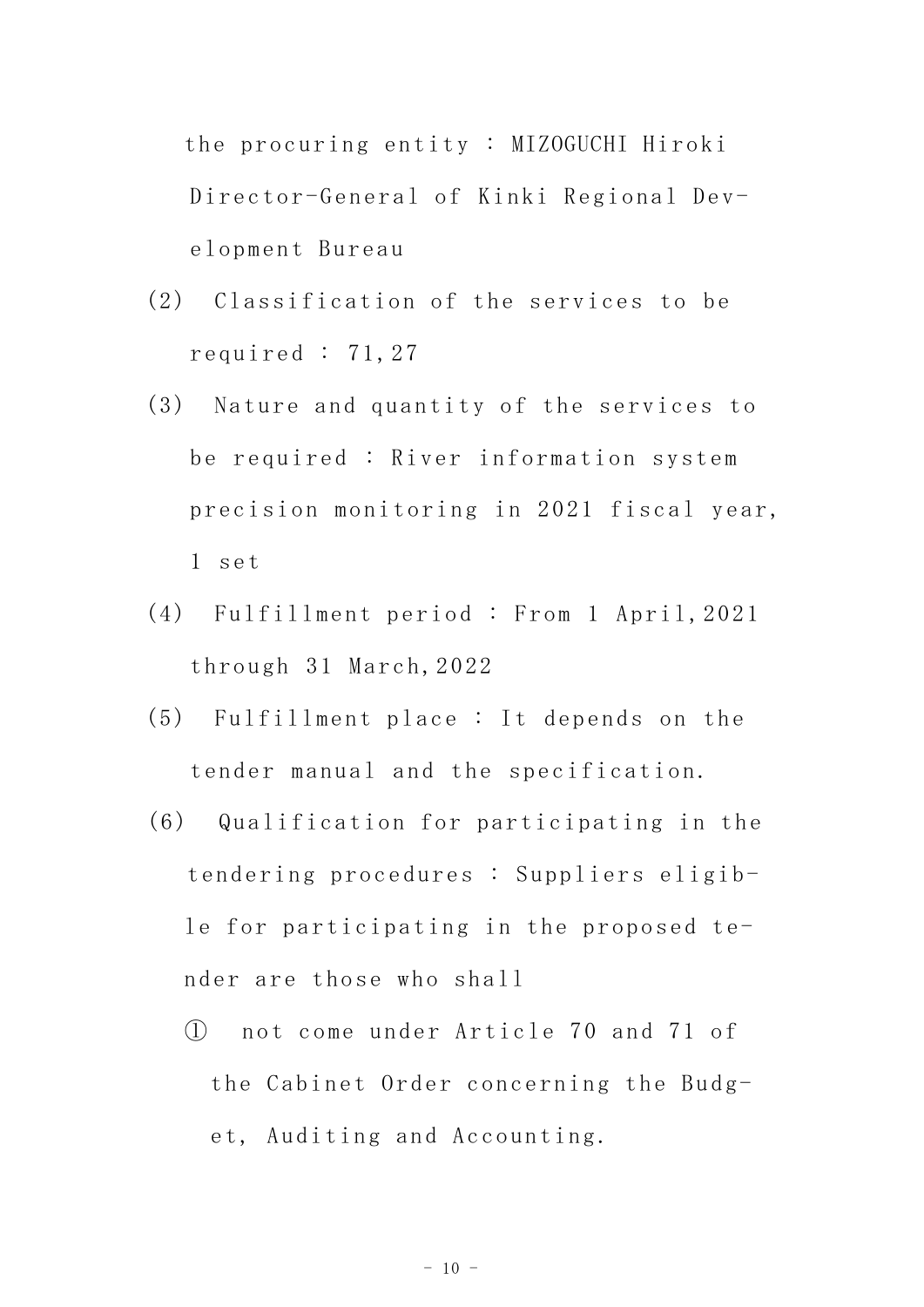the procuring entity : MIZOGUCHI Hiroki Director-General of Kinki Regional Development Bureau

(2) Classification of the services to be required : 71,27

(3) Nature and quantity of the services to be required : River information system precision monitoring in 2021 fiscal year, 1 set

(4) Fulfillment period : From 1 April,2021 through 31 March,2022

(5) Fulfillment place : It depends on the tender manual and the specification.

(6) Qualification for participating in the tendering procedures : Suppliers eligible for participating in the proposed tender are those who shall

① not come under Article 70 and 71 of the Cabinet Order concerning the Budget, Auditing and Accounting.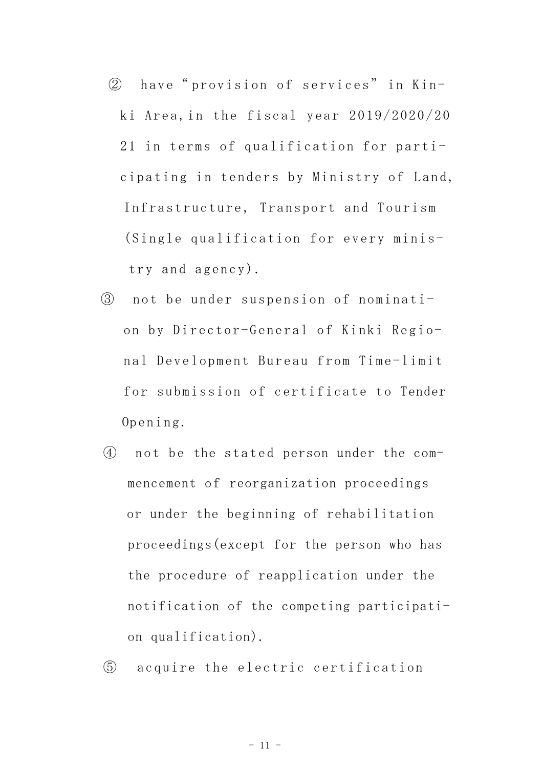② have “provision of services” in Kinki Area, in the fiscal year 2019/2020/2021 in terms of qualification for participating in tenders by Ministry of Land, Infrastructure, Transport and Tourism (Single qualification for every ministry and agency).

③ not be under suspension of nomination by Director-General of Kinki Regional Development Bureau from Time-limit for submission of certificate to Tender Opening.

④ not be the stated person under the commencement of reorganization proceedings or under the beginning of rehabilitation proceedings(except for the person who has the procedure of reapplication under the notification of the competing participation qualification).

⑤ acquire the electric certification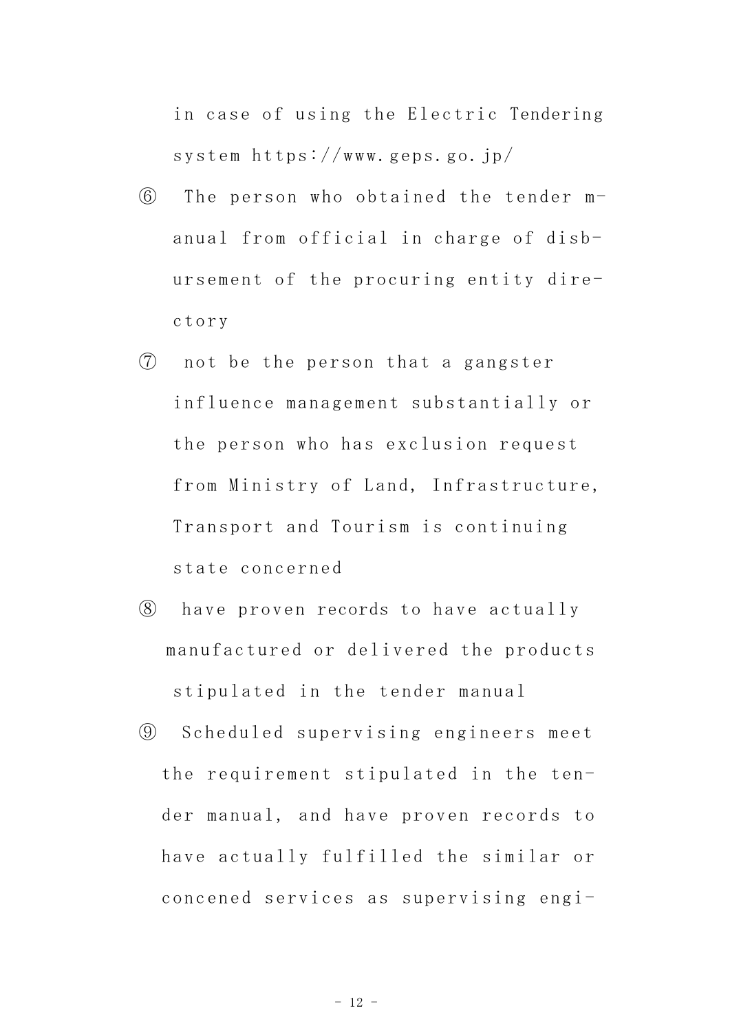in case of using the Electric Tendering system https://www.geps.go.jp/

⑥ The person who obtained the tender manual from official in charge of disbursement of the procuring entity directory

⑦ not be the person that a gangster influence management substantially or the person who has exclusion request from Ministry of Land, Infrastructure, Transport and Tourism is continuing state concerned

⑧ have proven records to have actually manufactured or delivered the products stipulated in the tender manual

⑨ Scheduled supervising engineers meet the requirement stipulated in the tender manual, and have proven records to have actually fulfilled the similar or concened services as supervising engi-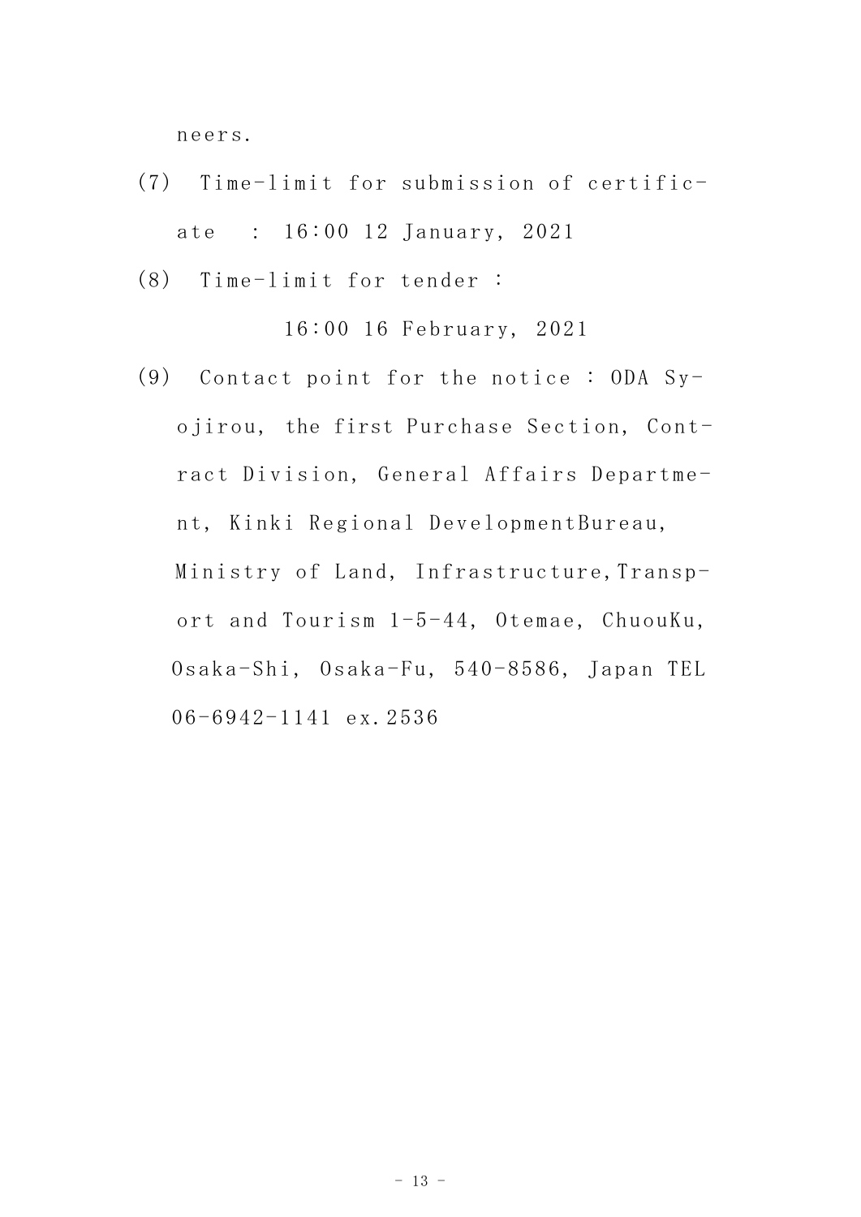neers.

(7) Time-limit for submission of certificate : 16:00 12 January, 2021

(8) Time-limit for tender :

16:00 16 February, 2021

(9) Contact point for the notice : ODA Syojirou, the first Purchase Section, Contract Division, General Affairs Department, Kinki Regional DevelopmentBureau, Ministry of Land, Infrastructure,Transport and Tourism 1-5-44, Otemae, ChuouKu, Osaka-Shi, Osaka-Fu, 540-8586, Japan TEL 06-6942-1141 ex.2536